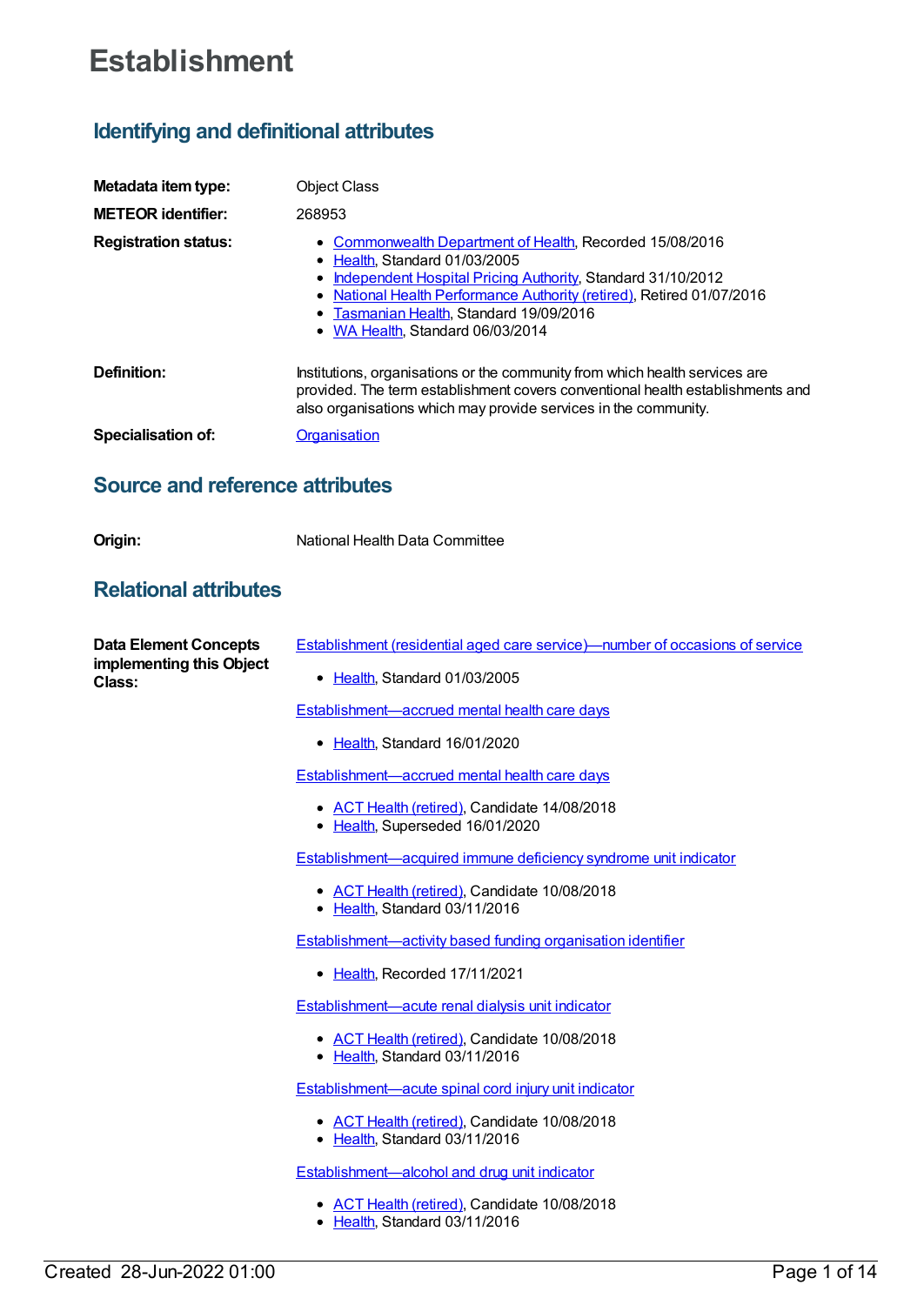# Establishment

## Identifying and definitional attributes

**Metadata item type:** Object Class

**METEOR identifier:** 268953

**Registration status:**

- Commonwealth Department of Health, Recorded 15/08/2016
- Health, Standard 01/03/2005
- Independent Hospital Pricing Authority, Standard 31/10/2012
- National Health Performance Authority (retired), Retired 01/07/2016
- Tasmanian Health, Standard 19/09/2016
- WA Health, Standard 06/03/2014

**Definition:** Institutions, organisations or the community from which health services are provided. The term establishment covers conventional health establishments and also organisations which may provide services in the community.

**Specialisation of:** Organisation

## Source and reference attributes

**Origin:** National Health Data Committee

## Relational attributes

**Data Element Concepts implementing this Object Class:**

Establishment (residential aged care service)—number of occasions of service

- Health, Standard 01/03/2005

Establishment—accrued mental health care days

- Health, Standard 16/01/2020

Establishment—accrued mental health care days

- ACT Health (retired), Candidate 14/08/2018
- Health, Superseded 16/01/2020

Establishment—acquired immune deficiency syndrome unit indicator

- ACT Health (retired), Candidate 10/08/2018
- Health, Standard 03/11/2016

Establishment—activity based funding organisation identifier

- Health, Recorded 17/11/2021

Establishment—acute renal dialysis unit indicator

- ACT Health (retired), Candidate 10/08/2018
- Health, Standard 03/11/2016

Establishment—acute spinal cord injury unit indicator

- ACT Health (retired), Candidate 10/08/2018
- Health, Standard 03/11/2016

Establishment—alcohol and drug unit indicator

- ACT Health (retired), Candidate 10/08/2018
- Health, Standard 03/11/2016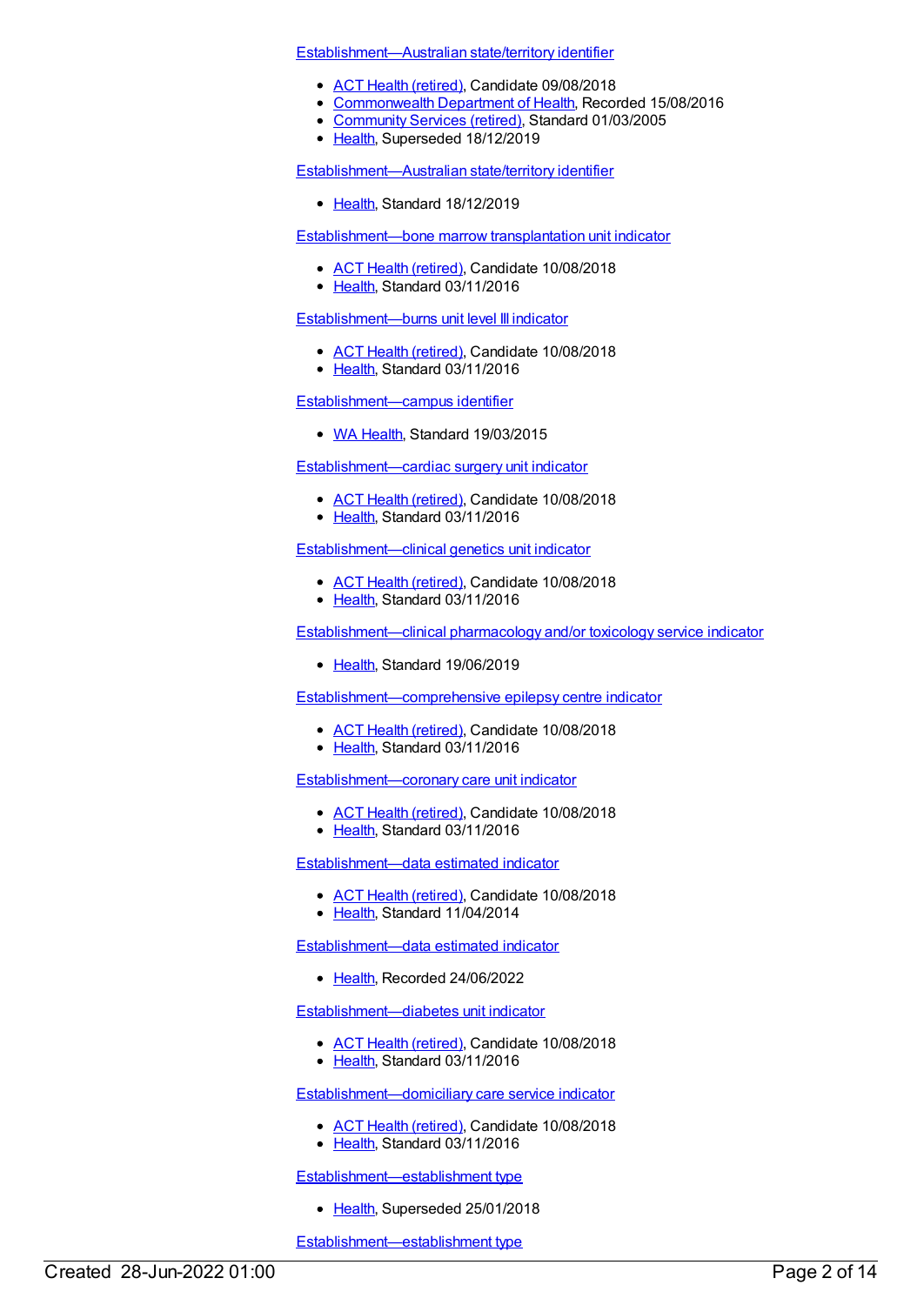Establishment—Australian state/territory identifier

- ACT Health (retired), Candidate 09/08/2018
- Commonwealth Department of Health, Recorded 15/08/2016
- Community Services (retired), Standard 01/03/2005
- Health, Superseded 18/12/2019

Establishment—Australian state/territory identifier

- Health, Standard 18/12/2019

Establishment—bone marrow transplantation unit indicator

- ACT Health (retired), Candidate 10/08/2018
- Health, Standard 03/11/2016

Establishment—burns unit level III indicator

- ACT Health (retired), Candidate 10/08/2018
- Health, Standard 03/11/2016

Establishment—campus identifier

- WA Health, Standard 19/03/2015

Establishment—cardiac surgery unit indicator

- ACT Health (retired), Candidate 10/08/2018
- Health, Standard 03/11/2016

Establishment—clinical genetics unit indicator

- ACT Health (retired), Candidate 10/08/2018
- Health, Standard 03/11/2016

Establishment—clinical pharmacology and/or toxicology service indicator

- Health, Standard 19/06/2019

Establishment—comprehensive epilepsy centre indicator

- ACT Health (retired), Candidate 10/08/2018
- Health, Standard 03/11/2016

Establishment—coronary care unit indicator

- ACT Health (retired), Candidate 10/08/2018
- Health, Standard 03/11/2016

Establishment—data estimated indicator

- ACT Health (retired), Candidate 10/08/2018
- Health, Standard 11/04/2014

Establishment—data estimated indicator

- Health, Recorded 24/06/2022

Establishment—diabetes unit indicator

- ACT Health (retired), Candidate 10/08/2018
- Health, Standard 03/11/2016

Establishment—domiciliary care service indicator

- ACT Health (retired), Candidate 10/08/2018
- Health, Standard 03/11/2016

Establishment—establishment type

- Health, Superseded 25/01/2018

Establishment—establishment type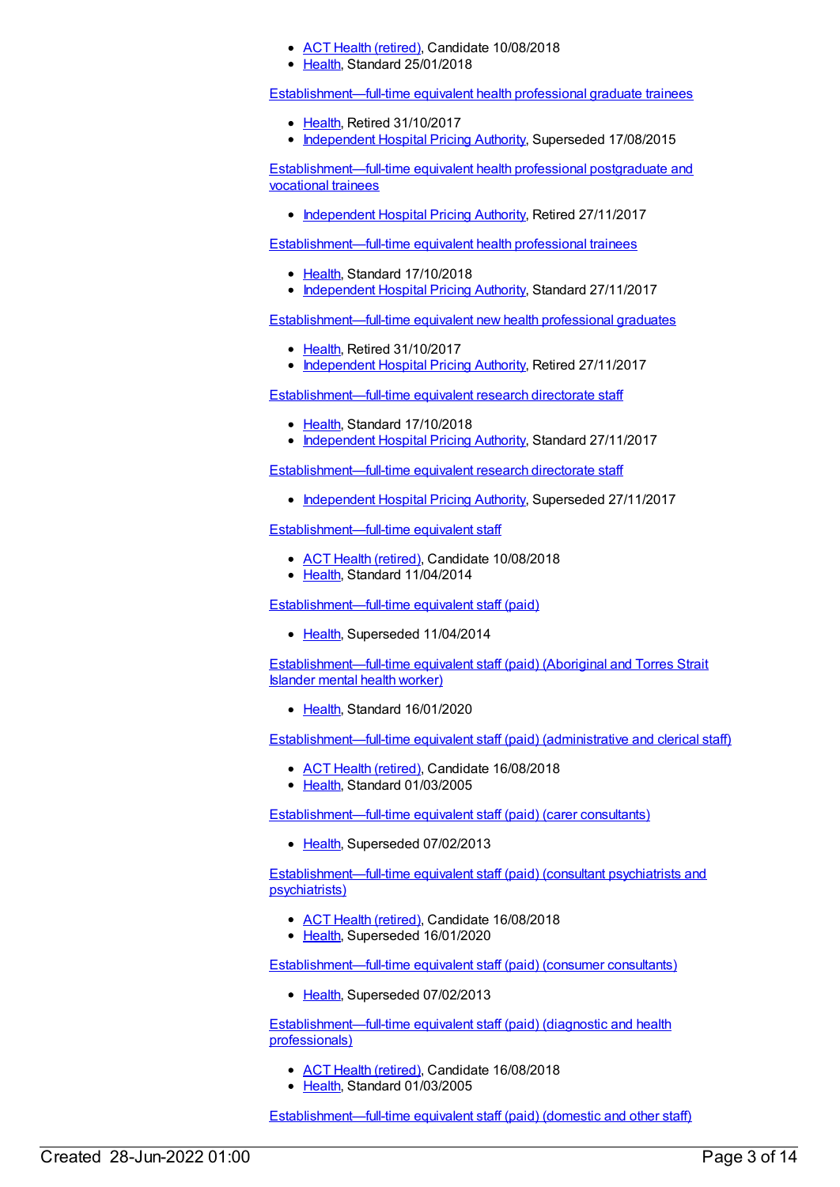- ACT Health (retired), Candidate 10/08/2018
- Health, Standard 25/01/2018

Establishment—full-time equivalent health professional graduate trainees

- Health, Retired 31/10/2017
- Independent Hospital Pricing Authority, Superseded 17/08/2015

Establishment—full-time equivalent health professional postgraduate and vocational trainees

- Independent Hospital Pricing Authority, Retired 27/11/2017

Establishment—full-time equivalent health professional trainees

- Health, Standard 17/10/2018
- Independent Hospital Pricing Authority, Standard 27/11/2017

Establishment—full-time equivalent new health professional graduates

- Health, Retired 31/10/2017
- Independent Hospital Pricing Authority, Retired 27/11/2017

Establishment—full-time equivalent research directorate staff

- Health, Standard 17/10/2018
- Independent Hospital Pricing Authority, Standard 27/11/2017

Establishment—full-time equivalent research directorate staff

- Independent Hospital Pricing Authority, Superseded 27/11/2017

Establishment—full-time equivalent staff

- ACT Health (retired), Candidate 10/08/2018
- Health, Standard 11/04/2014

Establishment—full-time equivalent staff (paid)

- Health, Superseded 11/04/2014

Establishment—full-time equivalent staff (paid) (Aboriginal and Torres Strait Islander mental health worker)

- Health, Standard 16/01/2020

Establishment—full-time equivalent staff (paid) (administrative and clerical staff)

- ACT Health (retired), Candidate 16/08/2018
- Health, Standard 01/03/2005

Establishment—full-time equivalent staff (paid) (carer consultants)

- Health, Superseded 07/02/2013

Establishment—full-time equivalent staff (paid) (consultant psychiatrists and psychiatrists)

- ACT Health (retired), Candidate 16/08/2018
- Health, Superseded 16/01/2020

Establishment—full-time equivalent staff (paid) (consumer consultants)

- Health, Superseded 07/02/2013

Establishment—full-time equivalent staff (paid) (diagnostic and health professionals)

- ACT Health (retired), Candidate 16/08/2018
- Health, Standard 01/03/2005

Establishment—full-time equivalent staff (paid) (domestic and other staff)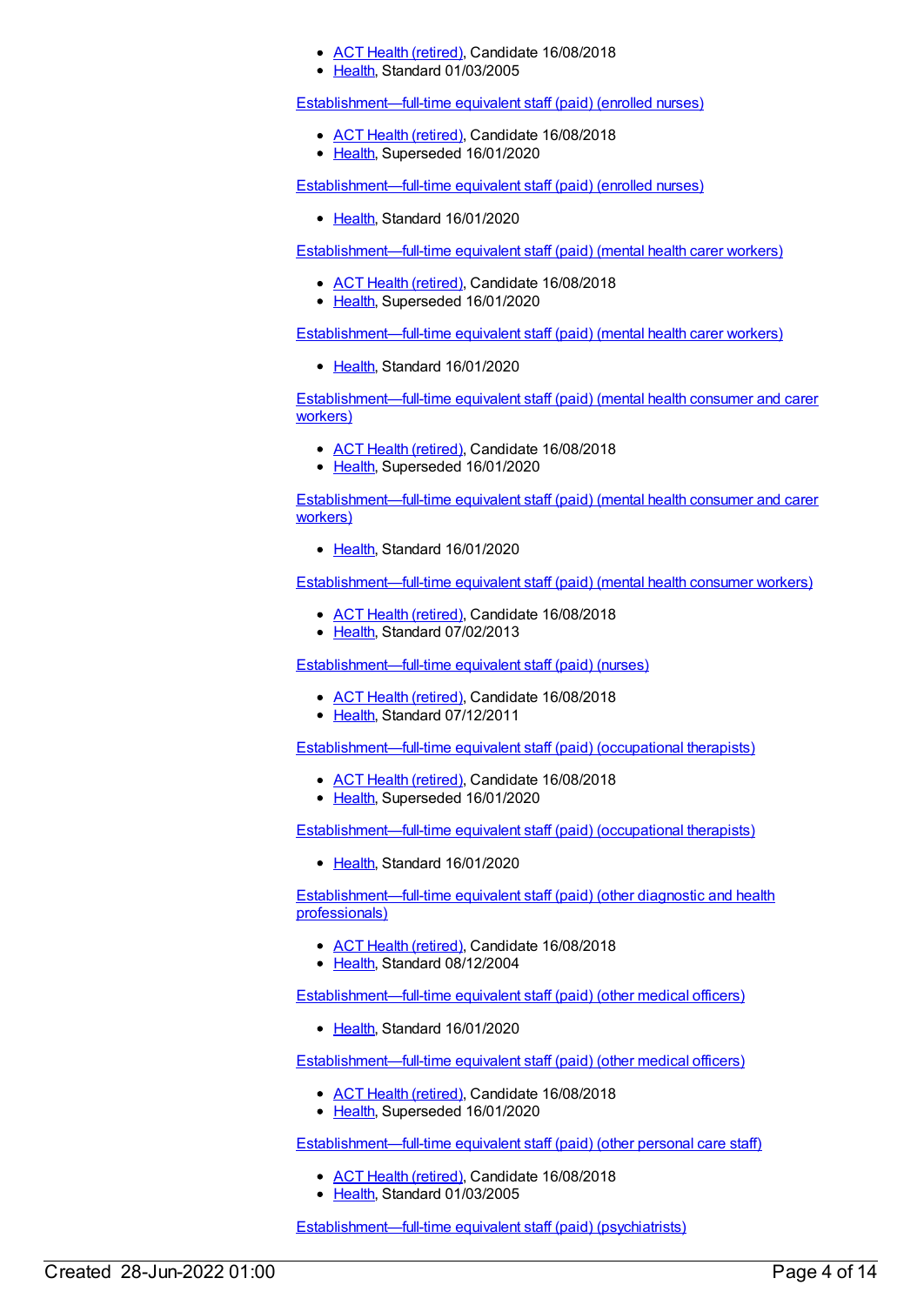- ACT Health (retired), Candidate 16/08/2018
- Health, Standard 01/03/2005

Establishment—full-time equivalent staff (paid) (enrolled nurses)

- ACT Health (retired), Candidate 16/08/2018
- Health, Superseded 16/01/2020

Establishment—full-time equivalent staff (paid) (enrolled nurses)

- Health, Standard 16/01/2020

Establishment—full-time equivalent staff (paid) (mental health carer workers)

- ACT Health (retired), Candidate 16/08/2018
- Health, Superseded 16/01/2020

Establishment—full-time equivalent staff (paid) (mental health carer workers)

- Health, Standard 16/01/2020

Establishment—full-time equivalent staff (paid) (mental health consumer and carer workers)

- ACT Health (retired), Candidate 16/08/2018
- Health, Superseded 16/01/2020

Establishment—full-time equivalent staff (paid) (mental health consumer and carer workers)

- Health, Standard 16/01/2020

Establishment—full-time equivalent staff (paid) (mental health consumer workers)

- ACT Health (retired), Candidate 16/08/2018
- Health, Standard 07/02/2013

Establishment—full-time equivalent staff (paid) (nurses)

- ACT Health (retired), Candidate 16/08/2018
- Health, Standard 07/12/2011

Establishment—full-time equivalent staff (paid) (occupational therapists)

- ACT Health (retired), Candidate 16/08/2018
- Health, Superseded 16/01/2020

Establishment—full-time equivalent staff (paid) (occupational therapists)

- Health, Standard 16/01/2020

Establishment—full-time equivalent staff (paid) (other diagnostic and health professionals)

- ACT Health (retired), Candidate 16/08/2018
- Health, Standard 08/12/2004

Establishment—full-time equivalent staff (paid) (other medical officers)

- Health, Standard 16/01/2020

Establishment—full-time equivalent staff (paid) (other medical officers)

- ACT Health (retired), Candidate 16/08/2018
- Health, Superseded 16/01/2020

Establishment—full-time equivalent staff (paid) (other personal care staff)

- ACT Health (retired), Candidate 16/08/2018
- Health, Standard 01/03/2005

Establishment—full-time equivalent staff (paid) (psychiatrists)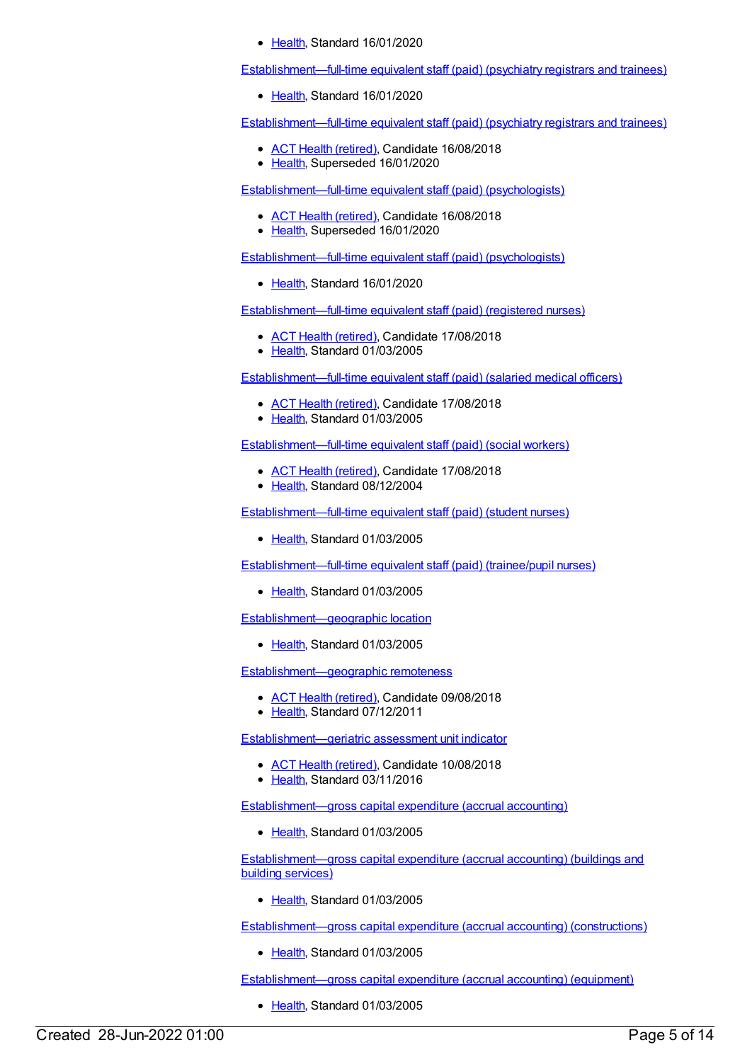- Health, Standard 16/01/2020

Establishment—full-time equivalent staff (paid) (psychiatry registrars and trainees)

- Health, Standard 16/01/2020

Establishment—full-time equivalent staff (paid) (psychiatry registrars and trainees)

- ACT Health (retired), Candidate 16/08/2018
- Health, Superseded 16/01/2020

Establishment—full-time equivalent staff (paid) (psychologists)

- ACT Health (retired), Candidate 16/08/2018
- Health, Superseded 16/01/2020

Establishment—full-time equivalent staff (paid) (psychologists)

- Health, Standard 16/01/2020

Establishment—full-time equivalent staff (paid) (registered nurses)

- ACT Health (retired), Candidate 17/08/2018
- Health, Standard 01/03/2005

Establishment—full-time equivalent staff (paid) (salaried medical officers)

- ACT Health (retired), Candidate 17/08/2018
- Health, Standard 01/03/2005

Establishment—full-time equivalent staff (paid) (social workers)

- ACT Health (retired), Candidate 17/08/2018
- Health, Standard 08/12/2004

Establishment—full-time equivalent staff (paid) (student nurses)

- Health, Standard 01/03/2005

Establishment—full-time equivalent staff (paid) (trainee/pupil nurses)

- Health, Standard 01/03/2005

Establishment—geographic location

- Health, Standard 01/03/2005

Establishment—geographic remoteness

- ACT Health (retired), Candidate 09/08/2018
- Health, Standard 07/12/2011

Establishment—geriatric assessment unit indicator

- ACT Health (retired), Candidate 10/08/2018
- Health, Standard 03/11/2016

Establishment—gross capital expenditure (accrual accounting)

- Health, Standard 01/03/2005

Establishment—gross capital expenditure (accrual accounting) (buildings and building services)

- Health, Standard 01/03/2005

Establishment—gross capital expenditure (accrual accounting) (constructions)

- Health, Standard 01/03/2005

Establishment—gross capital expenditure (accrual accounting) (equipment)

- Health, Standard 01/03/2005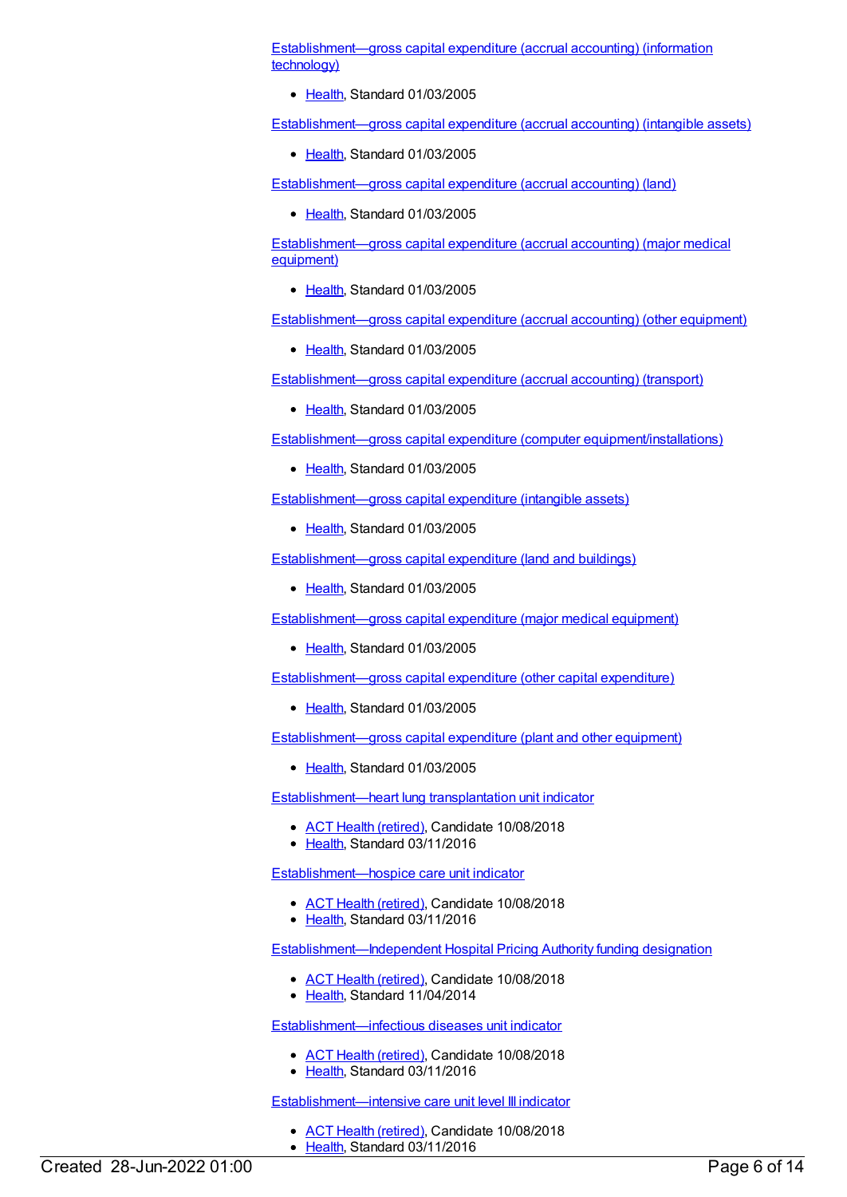Establishment—gross capital expenditure (accrual accounting) (information technology)

- Health, Standard 01/03/2005

Establishment—gross capital expenditure (accrual accounting) (intangible assets)

- Health, Standard 01/03/2005

Establishment—gross capital expenditure (accrual accounting) (land)

- Health, Standard 01/03/2005

Establishment—gross capital expenditure (accrual accounting) (major medical equipment)

- Health, Standard 01/03/2005

Establishment—gross capital expenditure (accrual accounting) (other equipment)

- Health, Standard 01/03/2005

Establishment—gross capital expenditure (accrual accounting) (transport)

- Health, Standard 01/03/2005

Establishment—gross capital expenditure (computer equipment/installations)

- Health, Standard 01/03/2005

Establishment—gross capital expenditure (intangible assets)

- Health, Standard 01/03/2005

Establishment—gross capital expenditure (land and buildings)

- Health, Standard 01/03/2005

Establishment—gross capital expenditure (major medical equipment)

- Health, Standard 01/03/2005

Establishment—gross capital expenditure (other capital expenditure)

- Health, Standard 01/03/2005

Establishment—gross capital expenditure (plant and other equipment)

- Health, Standard 01/03/2005

Establishment—heart lung transplantation unit indicator

- ACT Health (retired), Candidate 10/08/2018
- Health, Standard 03/11/2016

Establishment—hospice care unit indicator

- ACT Health (retired), Candidate 10/08/2018
- Health, Standard 03/11/2016

Establishment—Independent Hospital Pricing Authority funding designation

- ACT Health (retired), Candidate 10/08/2018
- Health, Standard 11/04/2014

Establishment—infectious diseases unit indicator

- ACT Health (retired), Candidate 10/08/2018
- Health, Standard 03/11/2016

Establishment—intensive care unit level III indicator

- ACT Health (retired), Candidate 10/08/2018
- Health, Standard 03/11/2016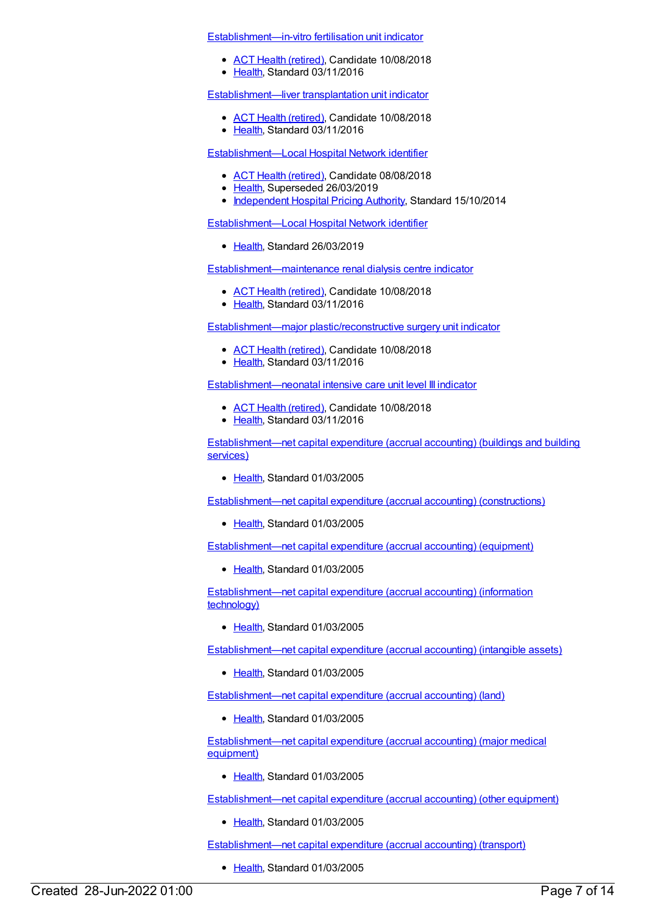Establishment—in-vitro fertilisation unit indicator

- ACT Health (retired), Candidate 10/08/2018
- Health, Standard 03/11/2016

Establishment—liver transplantation unit indicator

- ACT Health (retired), Candidate 10/08/2018
- Health, Standard 03/11/2016

Establishment—Local Hospital Network identifier

- ACT Health (retired), Candidate 08/08/2018
- Health, Superseded 26/03/2019
- Independent Hospital Pricing Authority, Standard 15/10/2014

Establishment—Local Hospital Network identifier

- Health, Standard 26/03/2019

Establishment—maintenance renal dialysis centre indicator

- ACT Health (retired), Candidate 10/08/2018
- Health, Standard 03/11/2016

Establishment—major plastic/reconstructive surgery unit indicator

- ACT Health (retired), Candidate 10/08/2018
- Health, Standard 03/11/2016

Establishment—neonatal intensive care unit level III indicator

- ACT Health (retired), Candidate 10/08/2018
- Health, Standard 03/11/2016

Establishment—net capital expenditure (accrual accounting) (buildings and building services)

- Health, Standard 01/03/2005

Establishment—net capital expenditure (accrual accounting) (constructions)

- Health, Standard 01/03/2005

Establishment—net capital expenditure (accrual accounting) (equipment)

- Health, Standard 01/03/2005

Establishment—net capital expenditure (accrual accounting) (information technology)

- Health, Standard 01/03/2005

Establishment—net capital expenditure (accrual accounting) (intangible assets)

- Health, Standard 01/03/2005

Establishment—net capital expenditure (accrual accounting) (land)

- Health, Standard 01/03/2005

Establishment—net capital expenditure (accrual accounting) (major medical equipment)

- Health, Standard 01/03/2005

Establishment—net capital expenditure (accrual accounting) (other equipment)

- Health, Standard 01/03/2005

Establishment—net capital expenditure (accrual accounting) (transport)

- Health, Standard 01/03/2005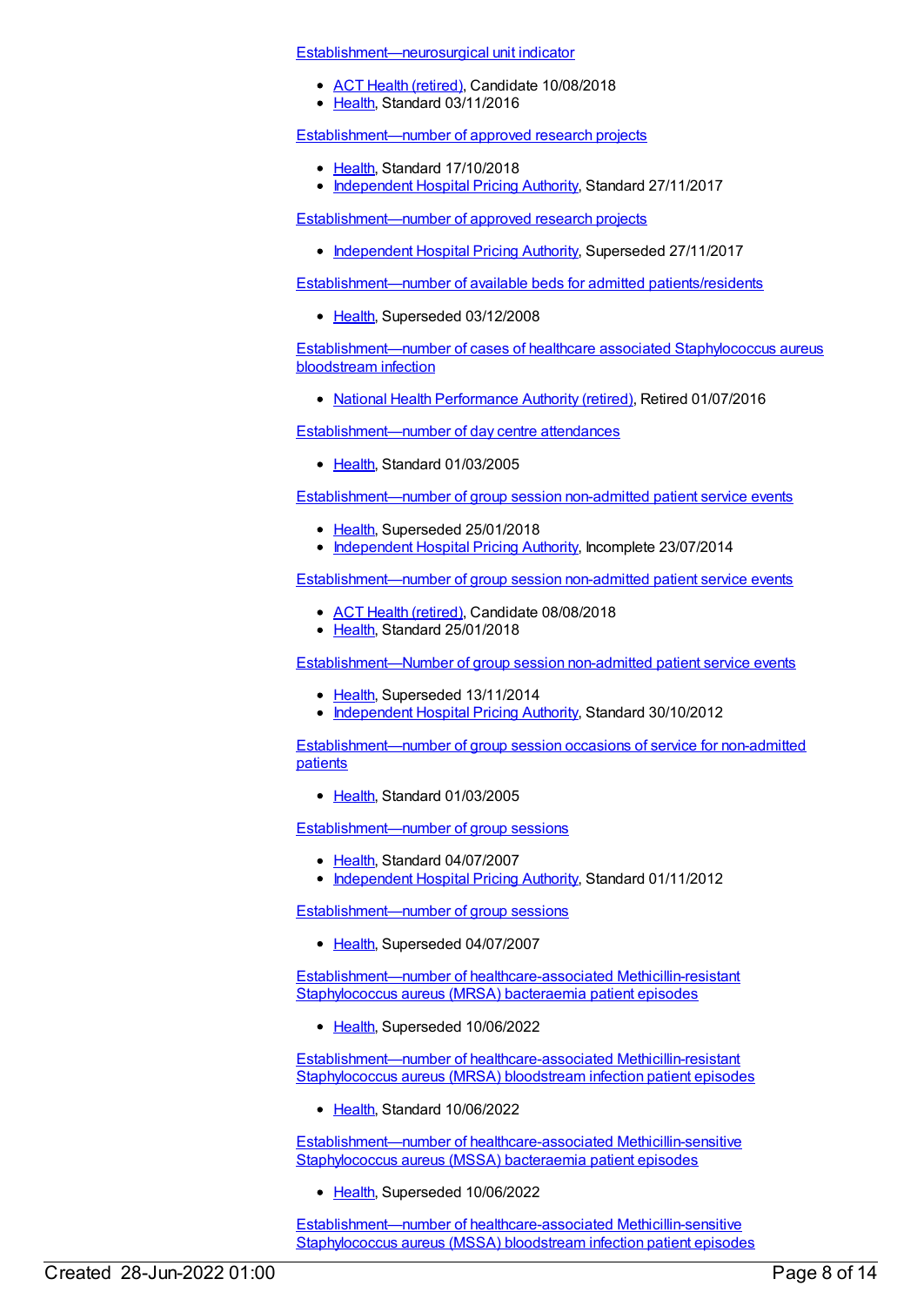Establishment—neurosurgical unit indicator

- ACT Health (retired), Candidate 10/08/2018
- Health, Standard 03/11/2016

Establishment—number of approved research projects

- Health, Standard 17/10/2018
- Independent Hospital Pricing Authority, Standard 27/11/2017

Establishment—number of approved research projects

- Independent Hospital Pricing Authority, Superseded 27/11/2017

Establishment—number of available beds for admitted patients/residents

- Health, Superseded 03/12/2008

Establishment—number of cases of healthcare associated Staphylococcus aureus bloodstream infection

- National Health Performance Authority (retired), Retired 01/07/2016

Establishment—number of day centre attendances

- Health, Standard 01/03/2005

Establishment—number of group session non-admitted patient service events

- Health, Superseded 25/01/2018
- Independent Hospital Pricing Authority, Incomplete 23/07/2014

Establishment—number of group session non-admitted patient service events

- ACT Health (retired), Candidate 08/08/2018
- Health, Standard 25/01/2018

Establishment—Number of group session non-admitted patient service events

- Health, Superseded 13/11/2014
- Independent Hospital Pricing Authority, Standard 30/10/2012

Establishment—number of group session occasions of service for non-admitted patients

- Health, Standard 01/03/2005

Establishment—number of group sessions

- Health, Standard 04/07/2007
- Independent Hospital Pricing Authority, Standard 01/11/2012

Establishment—number of group sessions

- Health, Superseded 04/07/2007

Establishment—number of healthcare-associated Methicillin-resistant Staphylococcus aureus (MRSA) bacteraemia patient episodes

- Health, Superseded 10/06/2022

Establishment—number of healthcare-associated Methicillin-resistant Staphylococcus aureus (MRSA) bloodstream infection patient episodes

- Health, Standard 10/06/2022

Establishment—number of healthcare-associated Methicillin-sensitive Staphylococcus aureus (MSSA) bacteraemia patient episodes

- Health, Superseded 10/06/2022

Establishment—number of healthcare-associated Methicillin-sensitive Staphylococcus aureus (MSSA) bloodstream infection patient episodes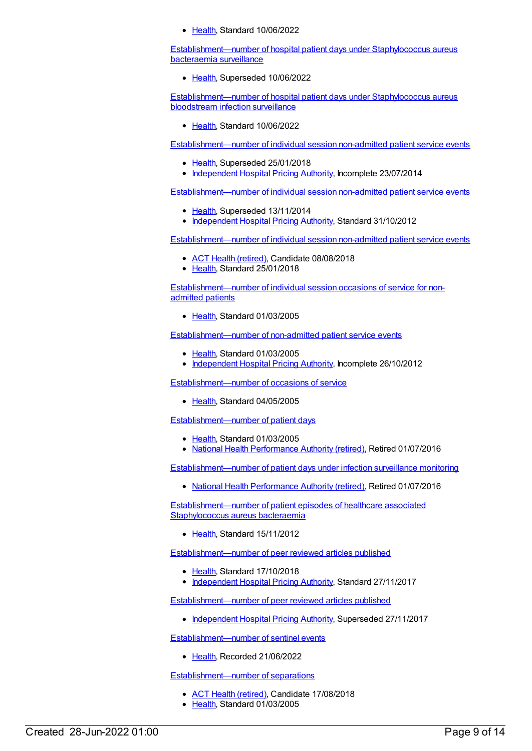- Health, Standard 10/06/2022

Establishment—number of hospital patient days under Staphylococcus aureus bacteraemia surveillance

- Health, Superseded 10/06/2022

Establishment—number of hospital patient days under Staphylococcus aureus bloodstream infection surveillance

- Health, Standard 10/06/2022

Establishment—number of individual session non-admitted patient service events

- Health, Superseded 25/01/2018
- Independent Hospital Pricing Authority, Incomplete 23/07/2014

Establishment—number of individual session non-admitted patient service events

- Health, Superseded 13/11/2014
- Independent Hospital Pricing Authority, Standard 31/10/2012

Establishment—number of individual session non-admitted patient service events

- ACT Health (retired), Candidate 08/08/2018
- Health, Standard 25/01/2018

Establishment—number of individual session occasions of service for non-admitted patients

- Health, Standard 01/03/2005

Establishment—number of non-admitted patient service events

- Health, Standard 01/03/2005
- Independent Hospital Pricing Authority, Incomplete 26/10/2012

Establishment—number of occasions of service

- Health, Standard 04/05/2005

Establishment—number of patient days

- Health, Standard 01/03/2005
- National Health Performance Authority (retired), Retired 01/07/2016

Establishment—number of patient days under infection surveillance monitoring

- National Health Performance Authority (retired), Retired 01/07/2016

Establishment—number of patient episodes of healthcare associated Staphylococcus aureus bacteraemia

- Health, Standard 15/11/2012

Establishment—number of peer reviewed articles published

- Health, Standard 17/10/2018
- Independent Hospital Pricing Authority, Standard 27/11/2017

Establishment—number of peer reviewed articles published

- Independent Hospital Pricing Authority, Superseded 27/11/2017

Establishment—number of sentinel events

- Health, Recorded 21/06/2022

Establishment—number of separations

- ACT Health (retired), Candidate 17/08/2018
- Health, Standard 01/03/2005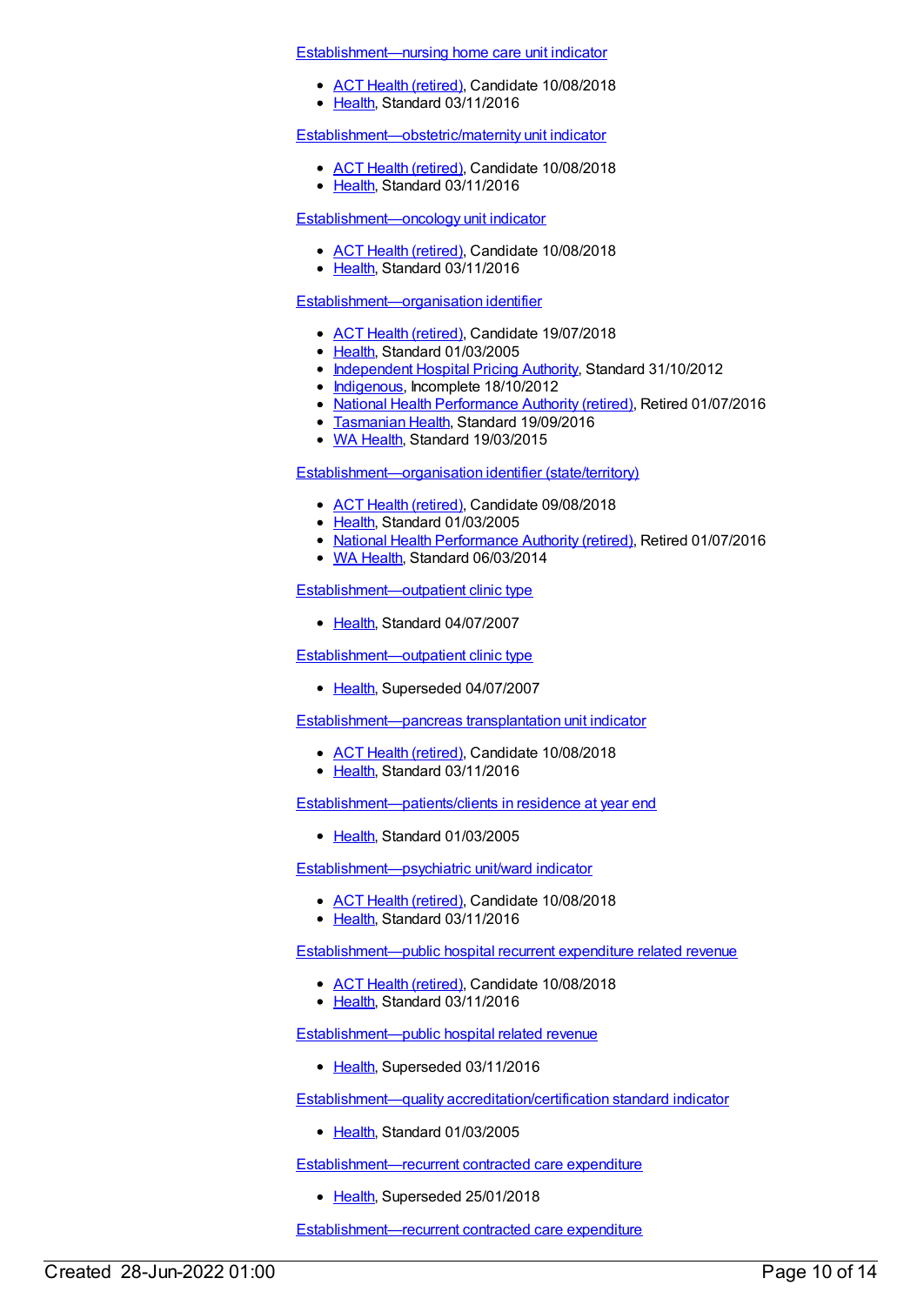[Establishment—nursing home care unit indicator]

- [ACT Health (retired)], Candidate 10/08/2018
- [Health], Standard 03/11/2016

[Establishment—obstetric/maternity unit indicator]

- [ACT Health (retired)], Candidate 10/08/2018
- [Health], Standard 03/11/2016

[Establishment—oncology unit indicator]

- [ACT Health (retired)], Candidate 10/08/2018
- [Health], Standard 03/11/2016

[Establishment—organisation identifier]

- [ACT Health (retired)], Candidate 19/07/2018
- [Health], Standard 01/03/2005
- [Independent Hospital Pricing Authority], Standard 31/10/2012
- [Indigenous], Incomplete 18/10/2012
- [National Health Performance Authority (retired)], Retired 01/07/2016
- [Tasmanian Health], Standard 19/09/2016
- [WA Health], Standard 19/03/2015

[Establishment—organisation identifier (state/territory)]

- [ACT Health (retired)], Candidate 09/08/2018
- [Health], Standard 01/03/2005
- [National Health Performance Authority (retired)], Retired 01/07/2016
- [WA Health], Standard 06/03/2014

[Establishment—outpatient clinic type]

- [Health], Standard 04/07/2007

[Establishment—outpatient clinic type]

- [Health], Superseded 04/07/2007

[Establishment—pancreas transplantation unit indicator]

- [ACT Health (retired)], Candidate 10/08/2018
- [Health], Standard 03/11/2016

[Establishment—patients/clients in residence at year end]

- [Health], Standard 01/03/2005

[Establishment—psychiatric unit/ward indicator]

- [ACT Health (retired)], Candidate 10/08/2018
- [Health], Standard 03/11/2016

[Establishment—public hospital recurrent expenditure related revenue]

- [ACT Health (retired)], Candidate 10/08/2018
- [Health], Standard 03/11/2016

[Establishment—public hospital related revenue]

- [Health], Superseded 03/11/2016

[Establishment—quality accreditation/certification standard indicator]

- [Health], Standard 01/03/2005

[Establishment—recurrent contracted care expenditure]

- [Health], Superseded 25/01/2018

[Establishment—recurrent contracted care expenditure]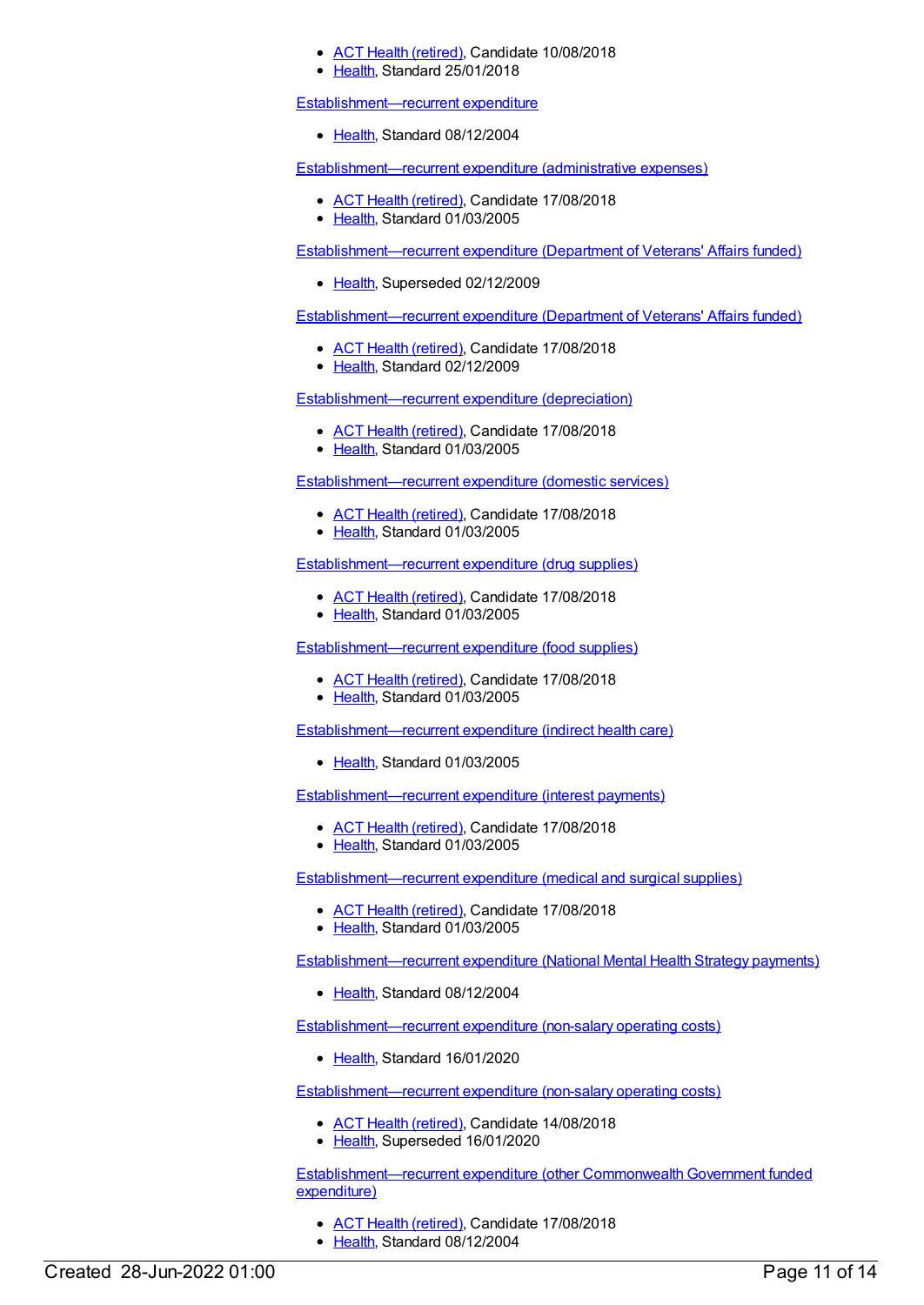- ACT Health (retired), Candidate 10/08/2018
- Health, Standard 25/01/2018

Establishment—recurrent expenditure

- Health, Standard 08/12/2004

Establishment—recurrent expenditure (administrative expenses)

- ACT Health (retired), Candidate 17/08/2018
- Health, Standard 01/03/2005

Establishment—recurrent expenditure (Department of Veterans' Affairs funded)

- Health, Superseded 02/12/2009

Establishment—recurrent expenditure (Department of Veterans' Affairs funded)

- ACT Health (retired), Candidate 17/08/2018
- Health, Standard 02/12/2009

Establishment—recurrent expenditure (depreciation)

- ACT Health (retired), Candidate 17/08/2018
- Health, Standard 01/03/2005

Establishment—recurrent expenditure (domestic services)

- ACT Health (retired), Candidate 17/08/2018
- Health, Standard 01/03/2005

Establishment—recurrent expenditure (drug supplies)

- ACT Health (retired), Candidate 17/08/2018
- Health, Standard 01/03/2005

Establishment—recurrent expenditure (food supplies)

- ACT Health (retired), Candidate 17/08/2018
- Health, Standard 01/03/2005

Establishment—recurrent expenditure (indirect health care)

- Health, Standard 01/03/2005

Establishment—recurrent expenditure (interest payments)

- ACT Health (retired), Candidate 17/08/2018
- Health, Standard 01/03/2005

Establishment—recurrent expenditure (medical and surgical supplies)

- ACT Health (retired), Candidate 17/08/2018
- Health, Standard 01/03/2005

Establishment—recurrent expenditure (National Mental Health Strategy payments)

- Health, Standard 08/12/2004

Establishment—recurrent expenditure (non-salary operating costs)

- Health, Standard 16/01/2020

Establishment—recurrent expenditure (non-salary operating costs)

- ACT Health (retired), Candidate 14/08/2018
- Health, Superseded 16/01/2020

Establishment—recurrent expenditure (other Commonwealth Government funded expenditure)

- ACT Health (retired), Candidate 17/08/2018
- Health, Standard 08/12/2004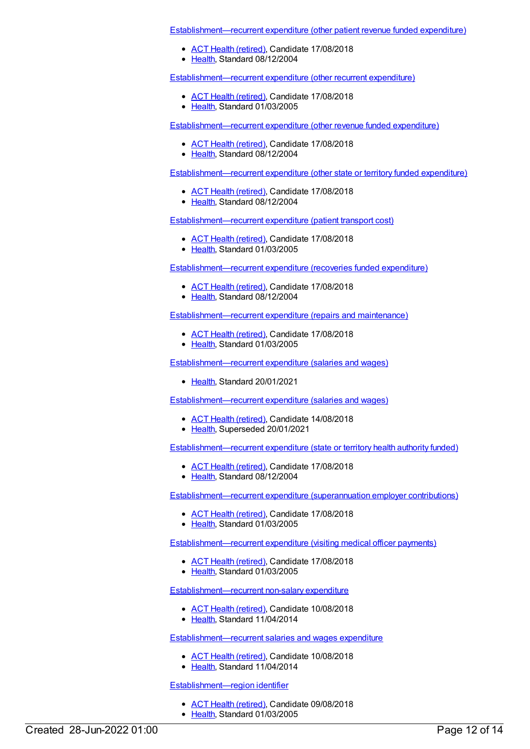Establishment—recurrent expenditure (other patient revenue funded expenditure)

- ACT Health (retired), Candidate 17/08/2018
- Health, Standard 08/12/2004

Establishment—recurrent expenditure (other recurrent expenditure)

- ACT Health (retired), Candidate 17/08/2018
- Health, Standard 01/03/2005

Establishment—recurrent expenditure (other revenue funded expenditure)

- ACT Health (retired), Candidate 17/08/2018
- Health, Standard 08/12/2004

Establishment—recurrent expenditure (other state or territory funded expenditure)

- ACT Health (retired), Candidate 17/08/2018
- Health, Standard 08/12/2004

Establishment—recurrent expenditure (patient transport cost)

- ACT Health (retired), Candidate 17/08/2018
- Health, Standard 01/03/2005

Establishment—recurrent expenditure (recoveries funded expenditure)

- ACT Health (retired), Candidate 17/08/2018
- Health, Standard 08/12/2004

Establishment—recurrent expenditure (repairs and maintenance)

- ACT Health (retired), Candidate 17/08/2018
- Health, Standard 01/03/2005

Establishment—recurrent expenditure (salaries and wages)

- Health, Standard 20/01/2021

Establishment—recurrent expenditure (salaries and wages)

- ACT Health (retired), Candidate 14/08/2018
- Health, Superseded 20/01/2021

Establishment—recurrent expenditure (state or territory health authority funded)

- ACT Health (retired), Candidate 17/08/2018
- Health, Standard 08/12/2004

Establishment—recurrent expenditure (superannuation employer contributions)

- ACT Health (retired), Candidate 17/08/2018
- Health, Standard 01/03/2005

Establishment—recurrent expenditure (visiting medical officer payments)

- ACT Health (retired), Candidate 17/08/2018
- Health, Standard 01/03/2005

Establishment—recurrent non-salary expenditure

- ACT Health (retired), Candidate 10/08/2018
- Health, Standard 11/04/2014

Establishment—recurrent salaries and wages expenditure

- ACT Health (retired), Candidate 10/08/2018
- Health, Standard 11/04/2014

Establishment—region identifier

- ACT Health (retired), Candidate 09/08/2018
- Health, Standard 01/03/2005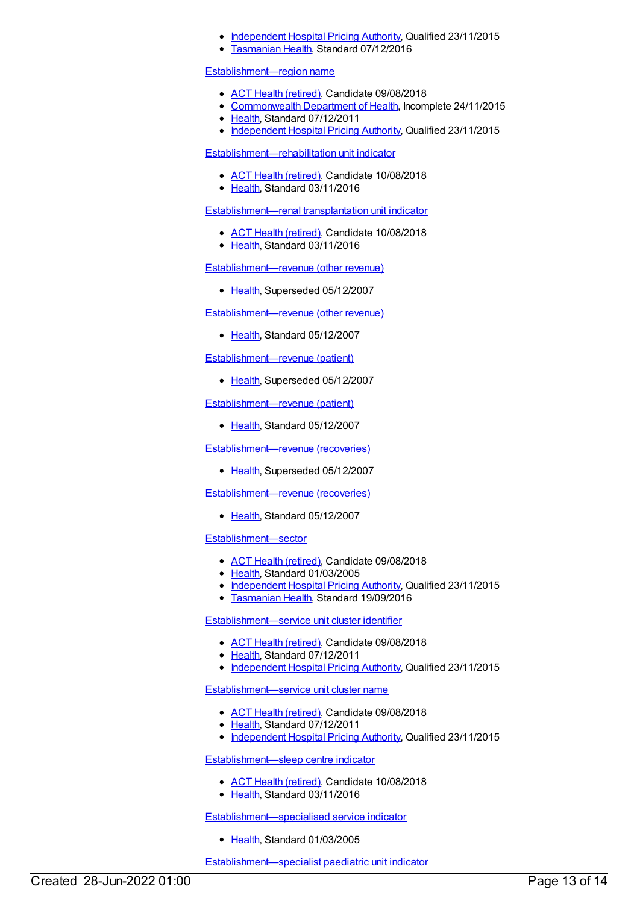- Independent Hospital Pricing Authority, Qualified 23/11/2015
- Tasmanian Health, Standard 07/12/2016

Establishment—region name

- ACT Health (retired), Candidate 09/08/2018
- Commonwealth Department of Health, Incomplete 24/11/2015
- Health, Standard 07/12/2011
- Independent Hospital Pricing Authority, Qualified 23/11/2015

Establishment—rehabilitation unit indicator

- ACT Health (retired), Candidate 10/08/2018
- Health, Standard 03/11/2016

Establishment—renal transplantation unit indicator

- ACT Health (retired), Candidate 10/08/2018
- Health, Standard 03/11/2016

Establishment—revenue (other revenue)

- Health, Superseded 05/12/2007

Establishment—revenue (other revenue)

- Health, Standard 05/12/2007

Establishment—revenue (patient)

- Health, Superseded 05/12/2007

Establishment—revenue (patient)

- Health, Standard 05/12/2007

Establishment—revenue (recoveries)

- Health, Superseded 05/12/2007

Establishment—revenue (recoveries)

- Health, Standard 05/12/2007

Establishment—sector

- ACT Health (retired), Candidate 09/08/2018
- Health, Standard 01/03/2005
- Independent Hospital Pricing Authority, Qualified 23/11/2015
- Tasmanian Health, Standard 19/09/2016

Establishment—service unit cluster identifier

- ACT Health (retired), Candidate 09/08/2018
- Health, Standard 07/12/2011
- Independent Hospital Pricing Authority, Qualified 23/11/2015

Establishment—service unit cluster name

- ACT Health (retired), Candidate 09/08/2018
- Health, Standard 07/12/2011
- Independent Hospital Pricing Authority, Qualified 23/11/2015

Establishment—sleep centre indicator

- ACT Health (retired), Candidate 10/08/2018
- Health, Standard 03/11/2016

Establishment—specialised service indicator

- Health, Standard 01/03/2005

Establishment—specialist paediatric unit indicator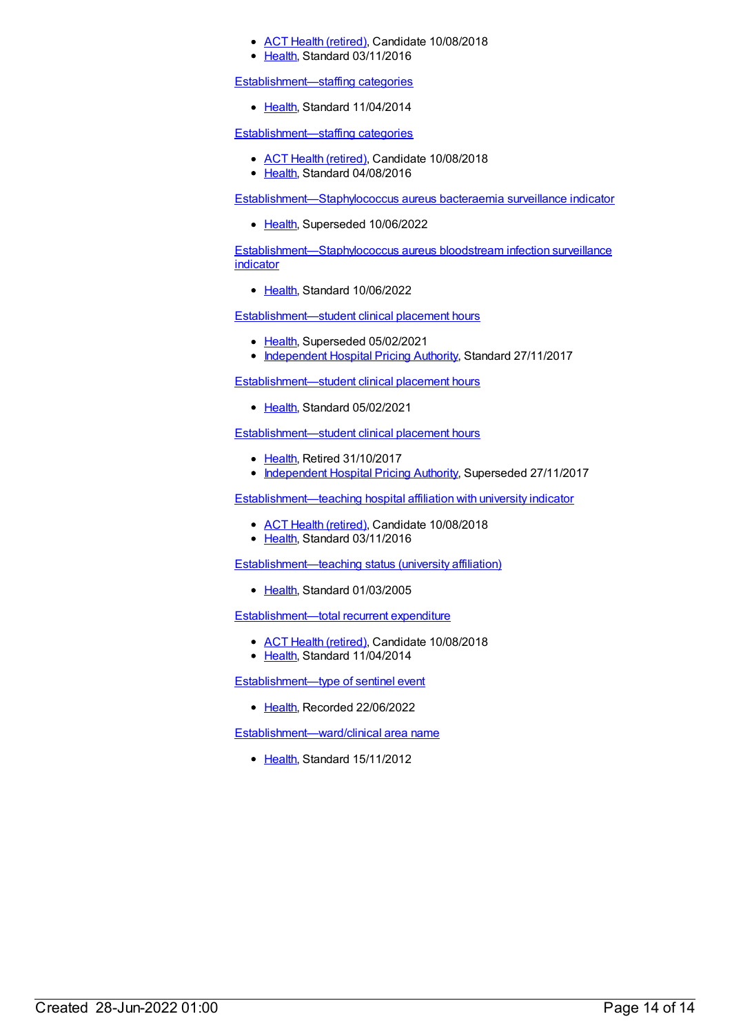- ACT Health (retired), Candidate 10/08/2018
- Health, Standard 03/11/2016

Establishment—staffing categories

- Health, Standard 11/04/2014

Establishment—staffing categories

- ACT Health (retired), Candidate 10/08/2018
- Health, Standard 04/08/2016

Establishment—Staphylococcus aureus bacteraemia surveillance indicator

- Health, Superseded 10/06/2022

Establishment—Staphylococcus aureus bloodstream infection surveillance indicator

- Health, Standard 10/06/2022

Establishment—student clinical placement hours

- Health, Superseded 05/02/2021
- Independent Hospital Pricing Authority, Standard 27/11/2017

Establishment—student clinical placement hours

- Health, Standard 05/02/2021

Establishment—student clinical placement hours

- Health, Retired 31/10/2017
- Independent Hospital Pricing Authority, Superseded 27/11/2017

Establishment—teaching hospital affiliation with university indicator

- ACT Health (retired), Candidate 10/08/2018
- Health, Standard 03/11/2016

Establishment—teaching status (university affiliation)

- Health, Standard 01/03/2005

Establishment—total recurrent expenditure

- ACT Health (retired), Candidate 10/08/2018
- Health, Standard 11/04/2014

Establishment—type of sentinel event

- Health, Recorded 22/06/2022

Establishment—ward/clinical area name

- Health, Standard 15/11/2012